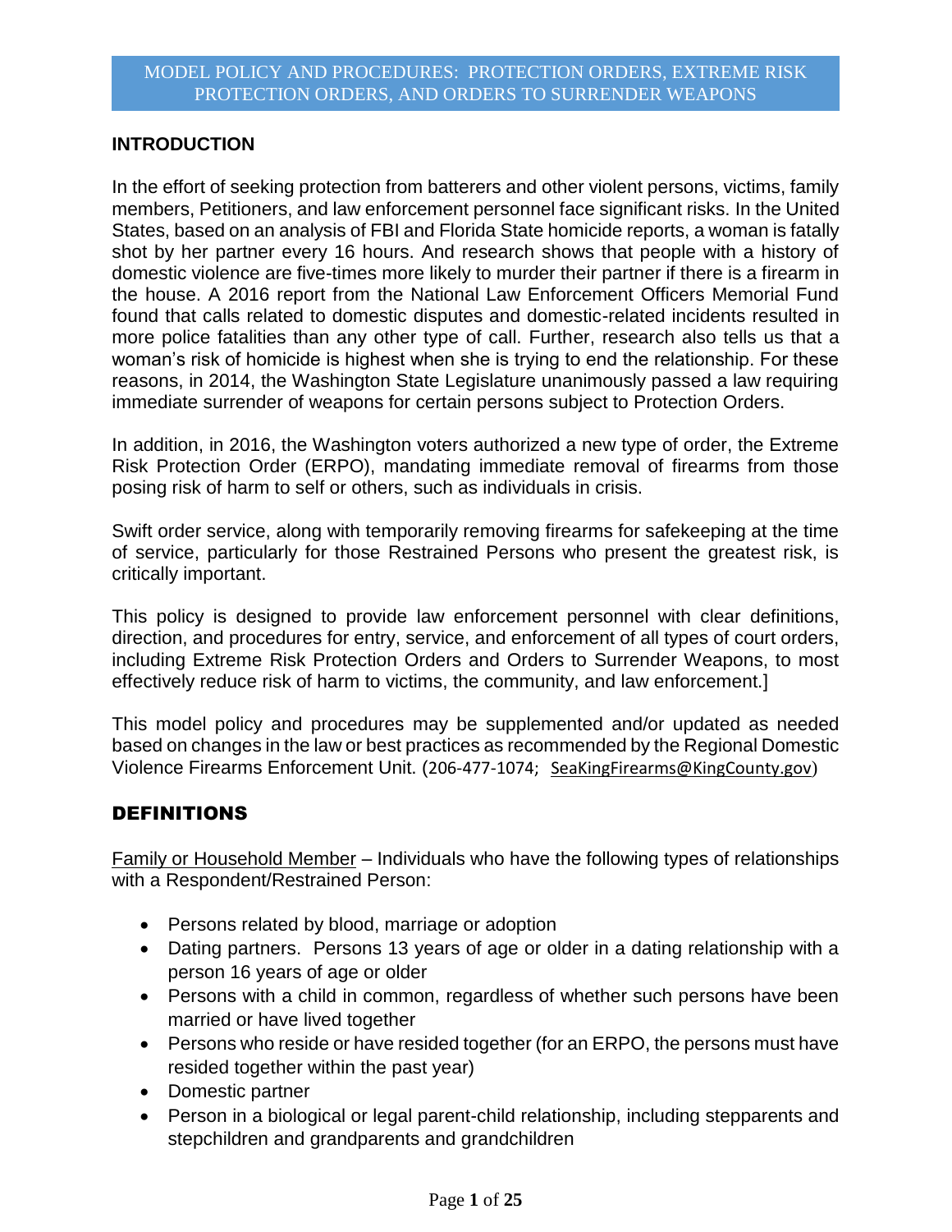# MODEL POLICY AND PROCEDURES: PROTECTION ORDERS, EXTREME RISK PROTECTION ORDERS, AND ORDERS TO SURRENDER WEAPONS

## INTRODUCTION

In the effort of seeking protection from batterers and other violent persons, victims, family members, Petitioners, and law enforcement personnel face significant risks. In the United States, based on an analysis of FBI and Florida State homicide reports, a woman is fatally shot by her partner every 16 hours. And research shows that people with a history of domestic violence are five-times more likely to murder their partner if there is a firearm in the house. A 2016 report from the National Law Enforcement Officers Memorial Fund found that calls related to domestic disputes and domestic-related incidents resulted in more police fatalities than any other type of call. Further, research also tells us that a woman's risk of homicide is highest when she is trying to end the relationship. For these reasons, in 2014, the Washington State Legislature unanimously passed a law requiring immediate surrender of weapons for certain persons subject to Protection Orders.

In addition, in 2016, the Washington voters authorized a new type of order, the Extreme Risk Protection Order (ERPO), mandating immediate removal of firearms from those posing risk of harm to self or others, such as individuals in crisis.

Swift order service, along with temporarily removing firearms for safekeeping at the time of service, particularly for those Restrained Persons who present the greatest risk, is critically important.

This policy is designed to provide law enforcement personnel with clear definitions, direction, and procedures for entry, service, and enforcement of all types of court orders, including Extreme Risk Protection Orders and Orders to Surrender Weapons, to most effectively reduce risk of harm to victims, the community, and law enforcement.]

This model policy and procedures may be supplemented and/or updated as needed based on changes in the law or best practices as recommended by the Regional Domestic Violence Firearms Enforcement Unit. (206-477-1074; SeaKingFirearms@KingCounty.gov)

## DEFINITIONS

Family or Household Member – Individuals who have the following types of relationships with a Respondent/Restrained Person:

- Persons related by blood, marriage or adoption
- Dating partners. Persons 13 years of age or older in a dating relationship with a person 16 years of age or older
- Persons with a child in common, regardless of whether such persons have been married or have lived together
- Persons who reside or have resided together (for an ERPO, the persons must have resided together within the past year)
- Domestic partner
- Person in a biological or legal parent-child relationship, including stepparents and stepchildren and grandparents and grandchildren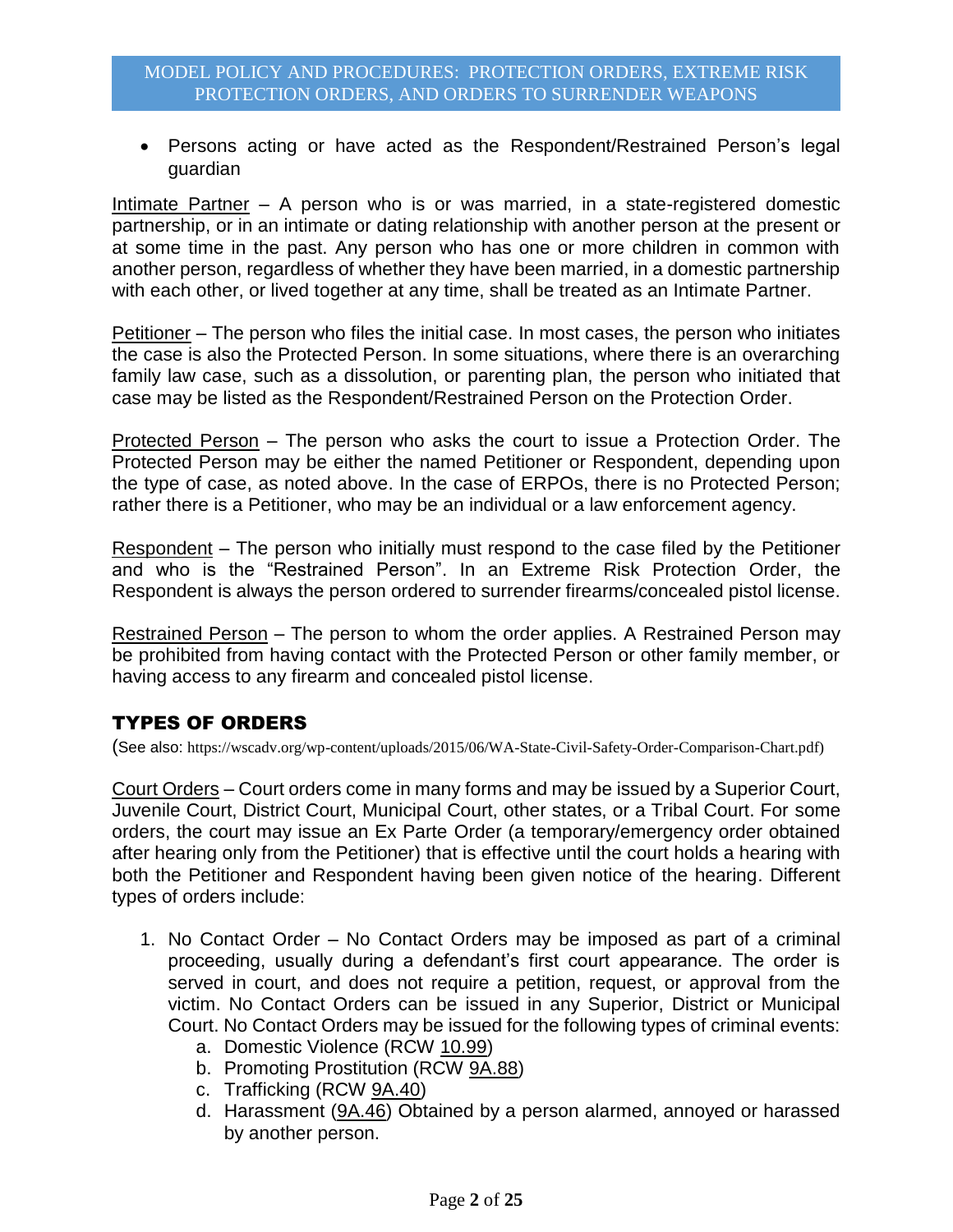- Persons acting or have acted as the Respondent/Restrained Person's legal guardian

Intimate Partner – A person who is or was married, in a state-registered domestic partnership, or in an intimate or dating relationship with another person at the present or at some time in the past. Any person who has one or more children in common with another person, regardless of whether they have been married, in a domestic partnership with each other, or lived together at any time, shall be treated as an Intimate Partner.

Petitioner – The person who files the initial case. In most cases, the person who initiates the case is also the Protected Person. In some situations, where there is an overarching family law case, such as a dissolution, or parenting plan, the person who initiated that case may be listed as the Respondent/Restrained Person on the Protection Order.

Protected Person – The person who asks the court to issue a Protection Order. The Protected Person may be either the named Petitioner or Respondent, depending upon the type of case, as noted above. In the case of ERPOs, there is no Protected Person; rather there is a Petitioner, who may be an individual or a law enforcement agency.

Respondent – The person who initially must respond to the case filed by the Petitioner and who is the "Restrained Person". In an Extreme Risk Protection Order, the Respondent is always the person ordered to surrender firearms/concealed pistol license.

Restrained Person – The person to whom the order applies. A Restrained Person may be prohibited from having contact with the Protected Person or other family member, or having access to any firearm and concealed pistol license.

## TYPES OF ORDERS

(See also: https://wscadv.org/wp-content/uploads/2015/06/WA-State-Civil-Safety-Order-Comparison-Chart.pdf)

Court Orders – Court orders come in many forms and may be issued by a Superior Court, Juvenile Court, District Court, Municipal Court, other states, or a Tribal Court. For some orders, the court may issue an Ex Parte Order (a temporary/emergency order obtained after hearing only from the Petitioner) that is effective until the court holds a hearing with both the Petitioner and Respondent having been given notice of the hearing. Different types of orders include:

1. No Contact Order – No Contact Orders may be imposed as part of a criminal proceeding, usually during a defendant's first court appearance. The order is served in court, and does not require a petition, request, or approval from the victim. No Contact Orders can be issued in any Superior, District or Municipal Court. No Contact Orders may be issued for the following types of criminal events:
   a. Domestic Violence (RCW 10.99)
   b. Promoting Prostitution (RCW 9A.88)
   c. Trafficking (RCW 9A.40)
   d. Harassment (9A.46) Obtained by a person alarmed, annoyed or harassed by another person.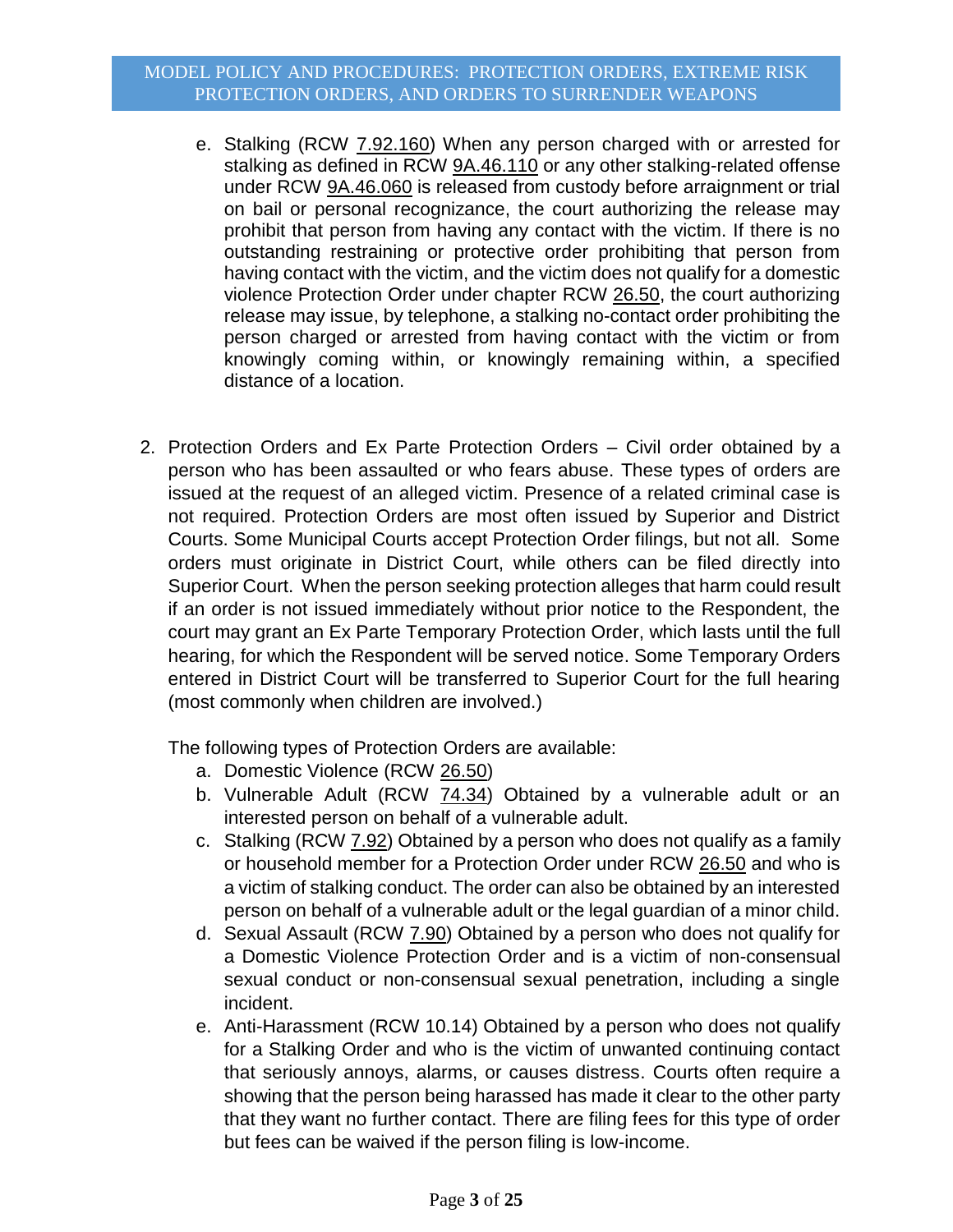e. Stalking (RCW 7.92.160) When any person charged with or arrested for stalking as defined in RCW 9A.46.110 or any other stalking-related offense under RCW 9A.46.060 is released from custody before arraignment or trial on bail or personal recognizance, the court authorizing the release may prohibit that person from having any contact with the victim. If there is no outstanding restraining or protective order prohibiting that person from having contact with the victim, and the victim does not qualify for a domestic violence Protection Order under chapter RCW 26.50, the court authorizing release may issue, by telephone, a stalking no-contact order prohibiting the person charged or arrested from having contact with the victim or from knowingly coming within, or knowingly remaining within, a specified distance of a location.

2. Protection Orders and Ex Parte Protection Orders – Civil order obtained by a person who has been assaulted or who fears abuse. These types of orders are issued at the request of an alleged victim. Presence of a related criminal case is not required. Protection Orders are most often issued by Superior and District Courts. Some Municipal Courts accept Protection Order filings, but not all. Some orders must originate in District Court, while others can be filed directly into Superior Court. When the person seeking protection alleges that harm could result if an order is not issued immediately without prior notice to the Respondent, the court may grant an Ex Parte Temporary Protection Order, which lasts until the full hearing, for which the Respondent will be served notice. Some Temporary Orders entered in District Court will be transferred to Superior Court for the full hearing (most commonly when children are involved.)

   The following types of Protection Orders are available:

   a. Domestic Violence (RCW 26.50)
   b. Vulnerable Adult (RCW 74.34) Obtained by a vulnerable adult or an interested person on behalf of a vulnerable adult.
   c. Stalking (RCW 7.92) Obtained by a person who does not qualify as a family or household member for a Protection Order under RCW 26.50 and who is a victim of stalking conduct. The order can also be obtained by an interested person on behalf of a vulnerable adult or the legal guardian of a minor child.
   d. Sexual Assault (RCW 7.90) Obtained by a person who does not qualify for a Domestic Violence Protection Order and is a victim of non-consensual sexual conduct or non-consensual sexual penetration, including a single incident.
   e. Anti-Harassment (RCW 10.14) Obtained by a person who does not qualify for a Stalking Order and who is the victim of unwanted continuing contact that seriously annoys, alarms, or causes distress. Courts often require a showing that the person being harassed has made it clear to the other party that they want no further contact. There are filing fees for this type of order but fees can be waived if the person filing is low-income.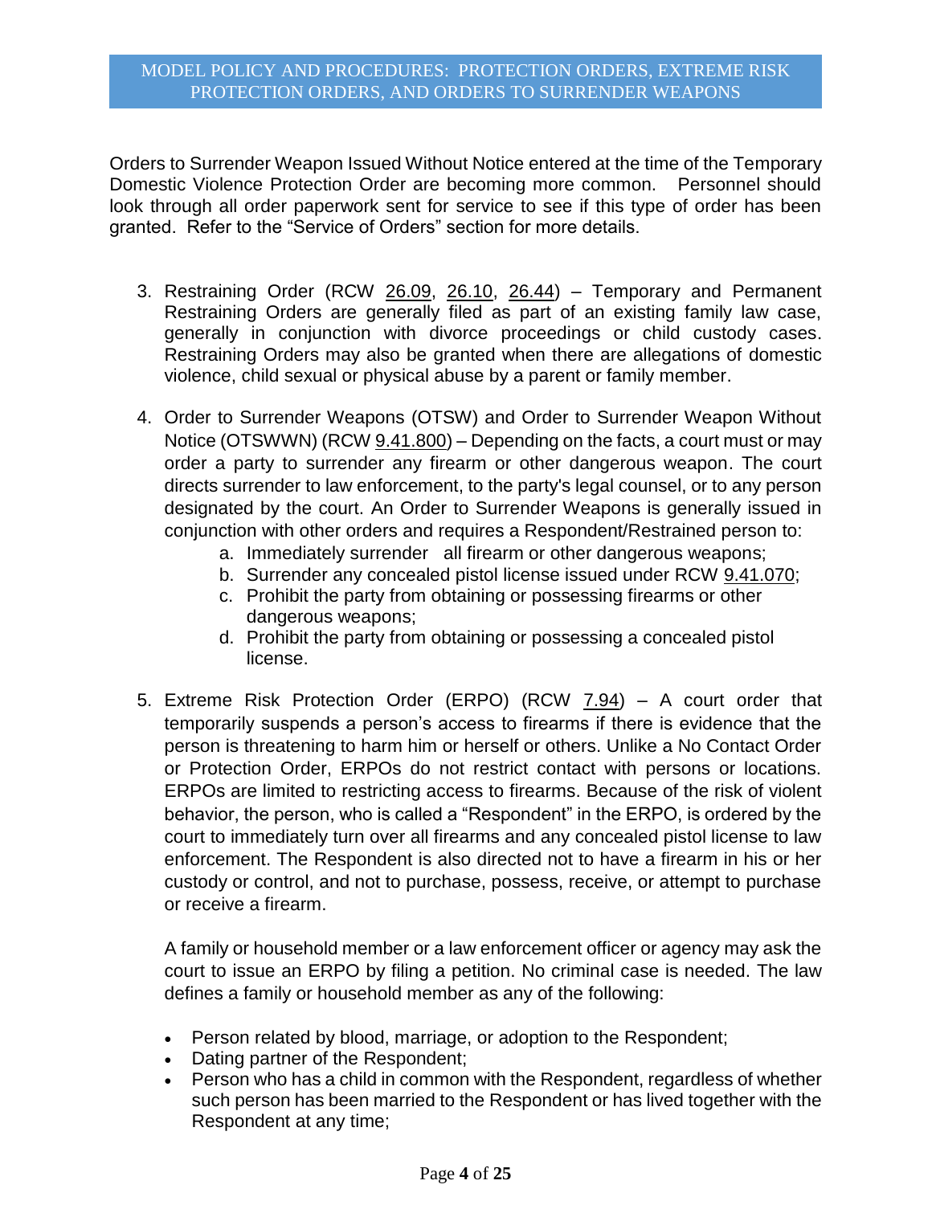Orders to Surrender Weapon Issued Without Notice entered at the time of the Temporary Domestic Violence Protection Order are becoming more common. Personnel should look through all order paperwork sent for service to see if this type of order has been granted. Refer to the "Service of Orders" section for more details.

3. Restraining Order (RCW 26.09, 26.10, 26.44) – Temporary and Permanent Restraining Orders are generally filed as part of an existing family law case, generally in conjunction with divorce proceedings or child custody cases. Restraining Orders may also be granted when there are allegations of domestic violence, child sexual or physical abuse by a parent or family member.

4. Order to Surrender Weapons (OTSW) and Order to Surrender Weapon Without Notice (OTSWWN) (RCW 9.41.800) – Depending on the facts, a court must or may order a party to surrender any firearm or other dangerous weapon. The court directs surrender to law enforcement, to the party's legal counsel, or to any person designated by the court. An Order to Surrender Weapons is generally issued in conjunction with other orders and requires a Respondent/Restrained person to:
   a. Immediately surrender all firearm or other dangerous weapons;
   b. Surrender any concealed pistol license issued under RCW 9.41.070;
   c. Prohibit the party from obtaining or possessing firearms or other dangerous weapons;
   d. Prohibit the party from obtaining or possessing a concealed pistol license.

5. Extreme Risk Protection Order (ERPO) (RCW 7.94) – A court order that temporarily suspends a person's access to firearms if there is evidence that the person is threatening to harm him or herself or others. Unlike a No Contact Order or Protection Order, ERPOs do not restrict contact with persons or locations. ERPOs are limited to restricting access to firearms. Because of the risk of violent behavior, the person, who is called a "Respondent" in the ERPO, is ordered by the court to immediately turn over all firearms and any concealed pistol license to law enforcement. The Respondent is also directed not to have a firearm in his or her custody or control, and not to purchase, possess, receive, or attempt to purchase or receive a firearm.

   A family or household member or a law enforcement officer or agency may ask the court to issue an ERPO by filing a petition. No criminal case is needed. The law defines a family or household member as any of the following:

   - Person related by blood, marriage, or adoption to the Respondent;
   - Dating partner of the Respondent;
   - Person who has a child in common with the Respondent, regardless of whether such person has been married to the Respondent or has lived together with the Respondent at any time;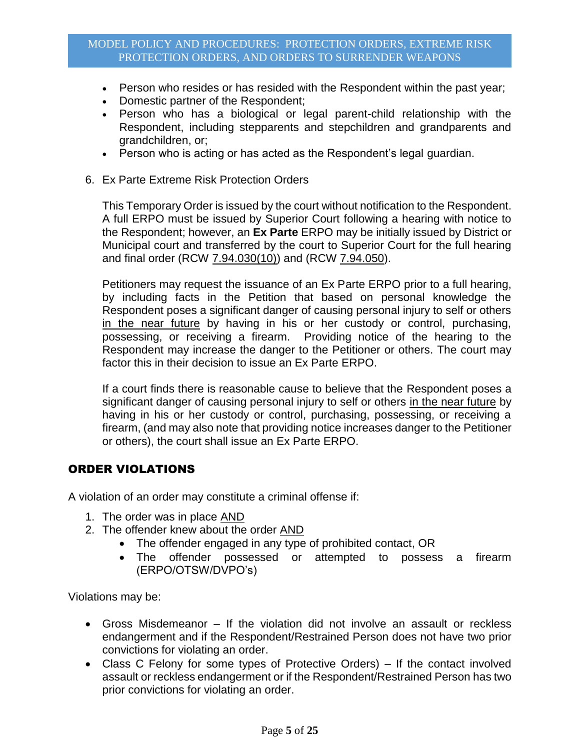- Person who resides or has resided with the Respondent within the past year;
- Domestic partner of the Respondent;
- Person who has a biological or legal parent-child relationship with the Respondent, including stepparents and stepchildren and grandparents and grandchildren, or;
- Person who is acting or has acted as the Respondent's legal guardian.

6. Ex Parte Extreme Risk Protection Orders

   This Temporary Order is issued by the court without notification to the Respondent. A full ERPO must be issued by Superior Court following a hearing with notice to the Respondent; however, an **Ex Parte** ERPO may be initially issued by District or Municipal court and transferred by the court to Superior Court for the full hearing and final order (RCW 7.94.030(10)) and (RCW 7.94.050).

   Petitioners may request the issuance of an Ex Parte ERPO prior to a full hearing, by including facts in the Petition that based on personal knowledge the Respondent poses a significant danger of causing personal injury to self or others in the near future by having in his or her custody or control, purchasing, possessing, or receiving a firearm. Providing notice of the hearing to the Respondent may increase the danger to the Petitioner or others. The court may factor this in their decision to issue an Ex Parte ERPO.

   If a court finds there is reasonable cause to believe that the Respondent poses a significant danger of causing personal injury to self or others in the near future by having in his or her custody or control, purchasing, possessing, or receiving a firearm, (and may also note that providing notice increases danger to the Petitioner or others), the court shall issue an Ex Parte ERPO.

## ORDER VIOLATIONS

A violation of an order may constitute a criminal offense if:

1. The order was in place AND
2. The offender knew about the order AND
   - The offender engaged in any type of prohibited contact, OR
   - The offender possessed or attempted to possess a firearm (ERPO/OTSW/DVPO's)

Violations may be:

- Gross Misdemeanor – If the violation did not involve an assault or reckless endangerment and if the Respondent/Restrained Person does not have two prior convictions for violating an order.
- Class C Felony for some types of Protective Orders) – If the contact involved assault or reckless endangerment or if the Respondent/Restrained Person has two prior convictions for violating an order.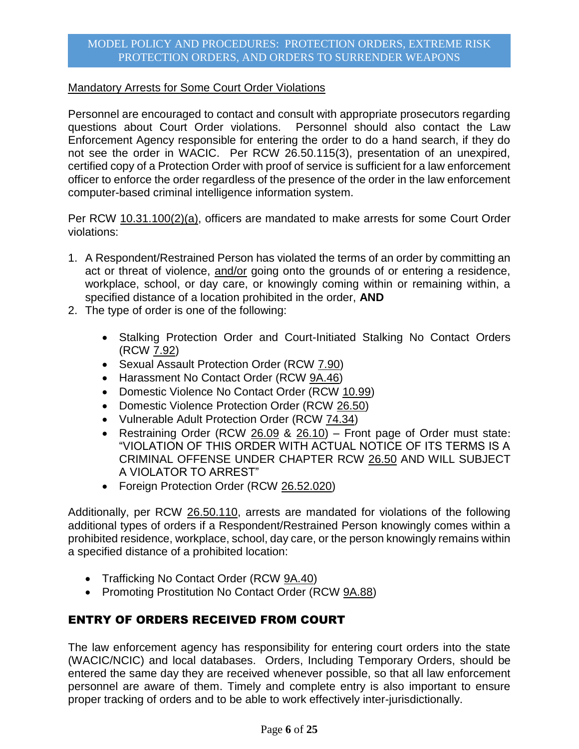Mandatory Arrests for Some Court Order Violations

Personnel are encouraged to contact and consult with appropriate prosecutors regarding questions about Court Order violations. Personnel should also contact the Law Enforcement Agency responsible for entering the order to do a hand search, if they do not see the order in WACIC. Per RCW 26.50.115(3), presentation of an unexpired, certified copy of a Protection Order with proof of service is sufficient for a law enforcement officer to enforce the order regardless of the presence of the order in the law enforcement computer-based criminal intelligence information system.

Per RCW 10.31.100(2)(a), officers are mandated to make arrests for some Court Order violations:

1. A Respondent/Restrained Person has violated the terms of an order by committing an act or threat of violence, and/or going onto the grounds of or entering a residence, workplace, school, or day care, or knowingly coming within or remaining within, a specified distance of a location prohibited in the order, **AND**
2. The type of order is one of the following:

    - Stalking Protection Order and Court-Initiated Stalking No Contact Orders (RCW 7.92)
    - Sexual Assault Protection Order (RCW 7.90)
    - Harassment No Contact Order (RCW 9A.46)
    - Domestic Violence No Contact Order (RCW 10.99)
    - Domestic Violence Protection Order (RCW 26.50)
    - Vulnerable Adult Protection Order (RCW 74.34)
    - Restraining Order (RCW 26.09 & 26.10) – Front page of Order must state: "VIOLATION OF THIS ORDER WITH ACTUAL NOTICE OF ITS TERMS IS A CRIMINAL OFFENSE UNDER CHAPTER RCW 26.50 AND WILL SUBJECT A VIOLATOR TO ARREST"
    - Foreign Protection Order (RCW 26.52.020)

Additionally, per RCW 26.50.110, arrests are mandated for violations of the following additional types of orders if a Respondent/Restrained Person knowingly comes within a prohibited residence, workplace, school, day care, or the person knowingly remains within a specified distance of a prohibited location:

- Trafficking No Contact Order (RCW 9A.40)
- Promoting Prostitution No Contact Order (RCW 9A.88)

## ENTRY OF ORDERS RECEIVED FROM COURT

The law enforcement agency has responsibility for entering court orders into the state (WACIC/NCIC) and local databases. Orders, Including Temporary Orders, should be entered the same day they are received whenever possible, so that all law enforcement personnel are aware of them. Timely and complete entry is also important to ensure proper tracking of orders and to be able to work effectively inter-jurisdictionally.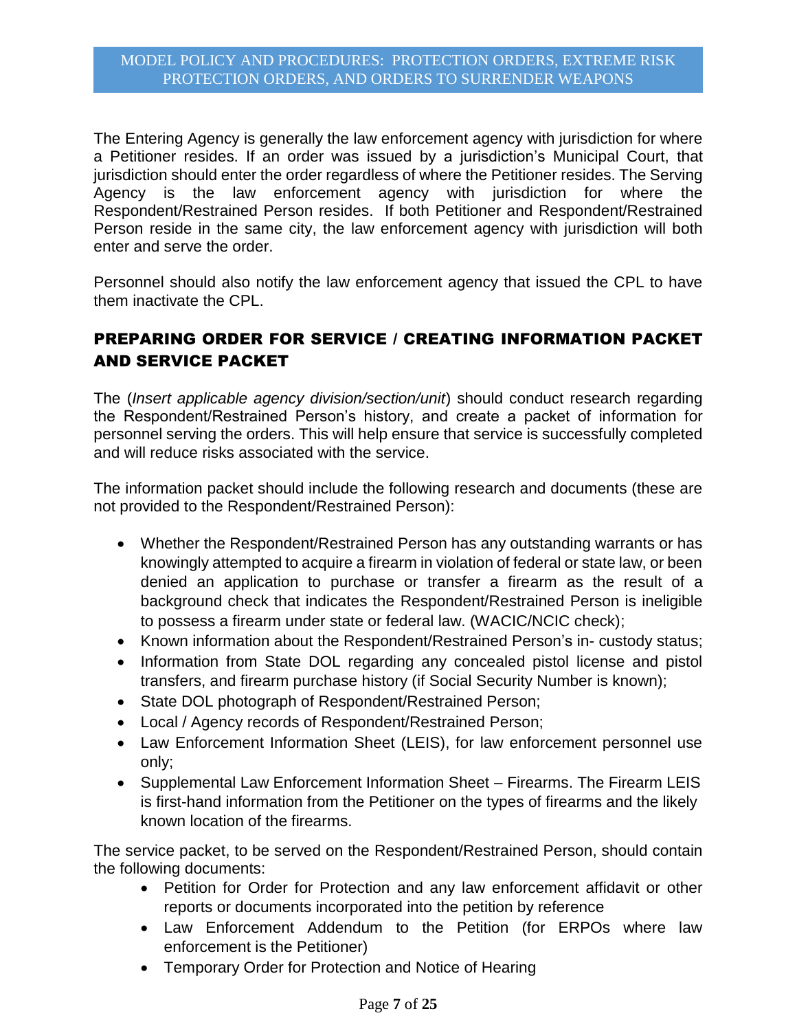The Entering Agency is generally the law enforcement agency with jurisdiction for where a Petitioner resides. If an order was issued by a jurisdiction's Municipal Court, that jurisdiction should enter the order regardless of where the Petitioner resides. The Serving Agency is the law enforcement agency with jurisdiction for where the Respondent/Restrained Person resides. If both Petitioner and Respondent/Restrained Person reside in the same city, the law enforcement agency with jurisdiction will both enter and serve the order.

Personnel should also notify the law enforcement agency that issued the CPL to have them inactivate the CPL.

## PREPARING ORDER FOR SERVICE / CREATING INFORMATION PACKET AND SERVICE PACKET

The (*Insert applicable agency division/section/unit*) should conduct research regarding the Respondent/Restrained Person's history, and create a packet of information for personnel serving the orders. This will help ensure that service is successfully completed and will reduce risks associated with the service.

The information packet should include the following research and documents (these are not provided to the Respondent/Restrained Person):

- Whether the Respondent/Restrained Person has any outstanding warrants or has knowingly attempted to acquire a firearm in violation of federal or state law, or been denied an application to purchase or transfer a firearm as the result of a background check that indicates the Respondent/Restrained Person is ineligible to possess a firearm under state or federal law. (WACIC/NCIC check);
- Known information about the Respondent/Restrained Person's in- custody status;
- Information from State DOL regarding any concealed pistol license and pistol transfers, and firearm purchase history (if Social Security Number is known);
- State DOL photograph of Respondent/Restrained Person;
- Local / Agency records of Respondent/Restrained Person;
- Law Enforcement Information Sheet (LEIS), for law enforcement personnel use only;
- Supplemental Law Enforcement Information Sheet – Firearms. The Firearm LEIS is first-hand information from the Petitioner on the types of firearms and the likely known location of the firearms.

The service packet, to be served on the Respondent/Restrained Person, should contain the following documents:

- Petition for Order for Protection and any law enforcement affidavit or other reports or documents incorporated into the petition by reference
- Law Enforcement Addendum to the Petition (for ERPOs where law enforcement is the Petitioner)
- Temporary Order for Protection and Notice of Hearing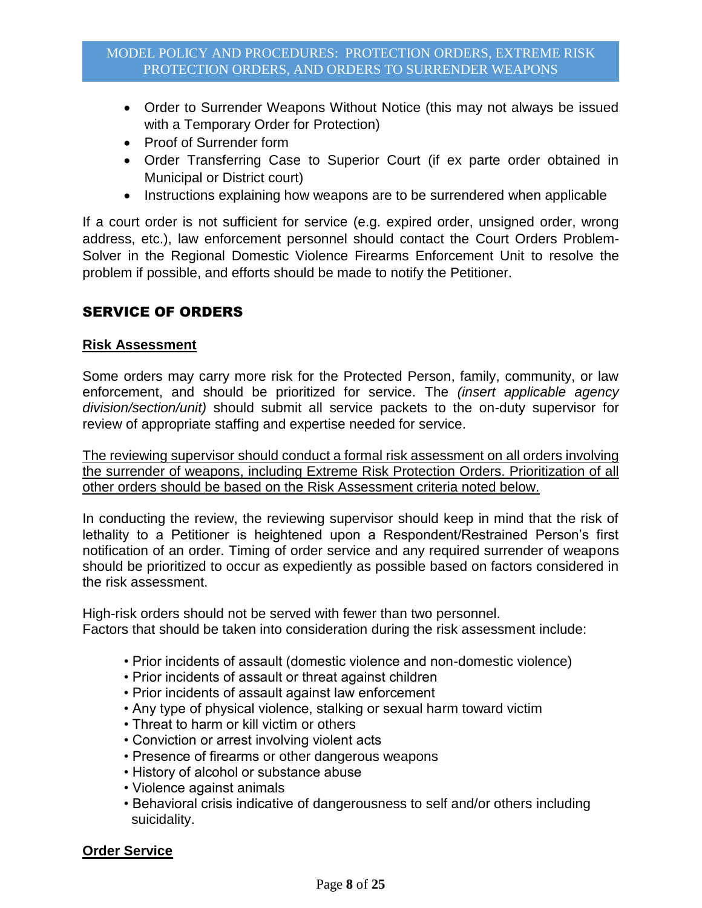- Order to Surrender Weapons Without Notice (this may not always be issued with a Temporary Order for Protection)
- Proof of Surrender form
- Order Transferring Case to Superior Court (if ex parte order obtained in Municipal or District court)
- Instructions explaining how weapons are to be surrendered when applicable

If a court order is not sufficient for service (e.g. expired order, unsigned order, wrong address, etc.), law enforcement personnel should contact the Court Orders Problem-Solver in the Regional Domestic Violence Firearms Enforcement Unit to resolve the problem if possible, and efforts should be made to notify the Petitioner.

## SERVICE OF ORDERS

### Risk Assessment

Some orders may carry more risk for the Protected Person, family, community, or law enforcement, and should be prioritized for service. The *(insert applicable agency division/section/unit)* should submit all service packets to the on-duty supervisor for review of appropriate staffing and expertise needed for service.

<u>The reviewing supervisor should conduct a formal risk assessment on all orders involving the surrender of weapons, including Extreme Risk Protection Orders. Prioritization of all other orders should be based on the Risk Assessment criteria noted below.</u>

In conducting the review, the reviewing supervisor should keep in mind that the risk of lethality to a Petitioner is heightened upon a Respondent/Restrained Person's first notification of an order. Timing of order service and any required surrender of weapons should be prioritized to occur as expediently as possible based on factors considered in the risk assessment.

High-risk orders should not be served with fewer than two personnel.
Factors that should be taken into consideration during the risk assessment include:

- Prior incidents of assault (domestic violence and non-domestic violence)
- Prior incidents of assault or threat against children
- Prior incidents of assault against law enforcement
- Any type of physical violence, stalking or sexual harm toward victim
- Threat to harm or kill victim or others
- Conviction or arrest involving violent acts
- Presence of firearms or other dangerous weapons
- History of alcohol or substance abuse
- Violence against animals
- Behavioral crisis indicative of dangerousness to self and/or others including suicidality.

### Order Service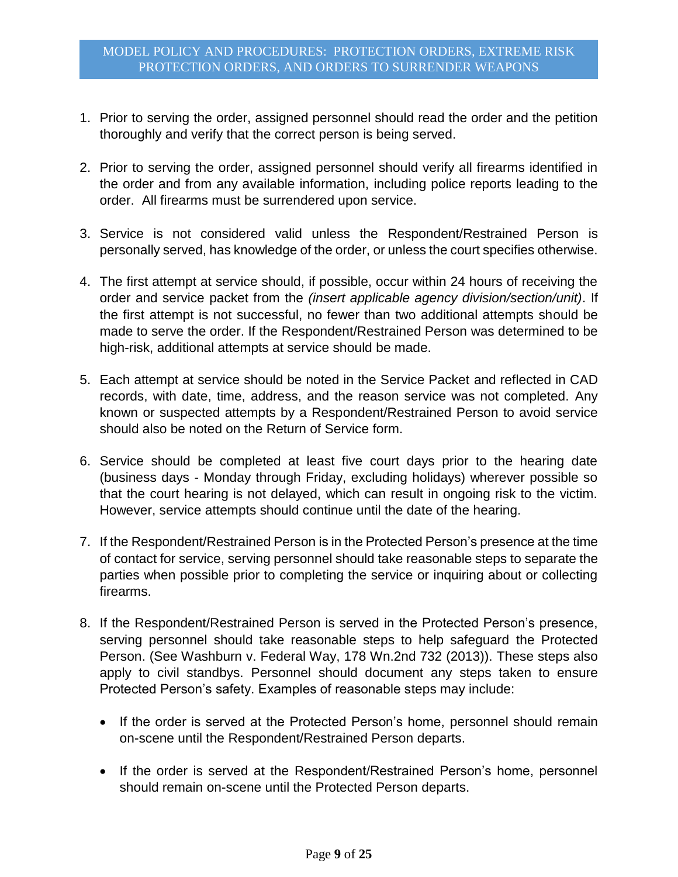1. Prior to serving the order, assigned personnel should read the order and the petition thoroughly and verify that the correct person is being served.

2. Prior to serving the order, assigned personnel should verify all firearms identified in the order and from any available information, including police reports leading to the order. All firearms must be surrendered upon service.

3. Service is not considered valid unless the Respondent/Restrained Person is personally served, has knowledge of the order, or unless the court specifies otherwise.

4. The first attempt at service should, if possible, occur within 24 hours of receiving the order and service packet from the *(insert applicable agency division/section/unit)*. If the first attempt is not successful, no fewer than two additional attempts should be made to serve the order. If the Respondent/Restrained Person was determined to be high-risk, additional attempts at service should be made.

5. Each attempt at service should be noted in the Service Packet and reflected in CAD records, with date, time, address, and the reason service was not completed. Any known or suspected attempts by a Respondent/Restrained Person to avoid service should also be noted on the Return of Service form.

6. Service should be completed at least five court days prior to the hearing date (business days - Monday through Friday, excluding holidays) wherever possible so that the court hearing is not delayed, which can result in ongoing risk to the victim. However, service attempts should continue until the date of the hearing.

7. If the Respondent/Restrained Person is in the Protected Person's presence at the time of contact for service, serving personnel should take reasonable steps to separate the parties when possible prior to completing the service or inquiring about or collecting firearms.

8. If the Respondent/Restrained Person is served in the Protected Person's presence, serving personnel should take reasonable steps to help safeguard the Protected Person. (See Washburn v. Federal Way, 178 Wn.2nd 732 (2013)). These steps also apply to civil standbys. Personnel should document any steps taken to ensure Protected Person's safety. Examples of reasonable steps may include:

   - If the order is served at the Protected Person's home, personnel should remain on-scene until the Respondent/Restrained Person departs.

   - If the order is served at the Respondent/Restrained Person's home, personnel should remain on-scene until the Protected Person departs.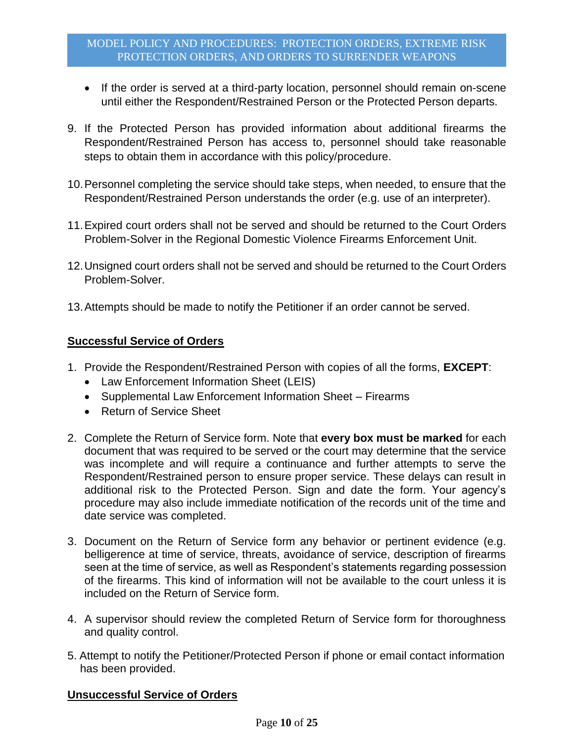- If the order is served at a third-party location, personnel should remain on-scene until either the Respondent/Restrained Person or the Protected Person departs.

9. If the Protected Person has provided information about additional firearms the Respondent/Restrained Person has access to, personnel should take reasonable steps to obtain them in accordance with this policy/procedure.

10. Personnel completing the service should take steps, when needed, to ensure that the Respondent/Restrained Person understands the order (e.g. use of an interpreter).

11. Expired court orders shall not be served and should be returned to the Court Orders Problem-Solver in the Regional Domestic Violence Firearms Enforcement Unit.

12. Unsigned court orders shall not be served and should be returned to the Court Orders Problem-Solver.

13. Attempts should be made to notify the Petitioner if an order cannot be served.

## Successful Service of Orders

1. Provide the Respondent/Restrained Person with copies of all the forms, **EXCEPT**:
   - Law Enforcement Information Sheet (LEIS)
   - Supplemental Law Enforcement Information Sheet – Firearms
   - Return of Service Sheet

2. Complete the Return of Service form. Note that **every box must be marked** for each document that was required to be served or the court may determine that the service was incomplete and will require a continuance and further attempts to serve the Respondent/Restrained person to ensure proper service. These delays can result in additional risk to the Protected Person. Sign and date the form. Your agency's procedure may also include immediate notification of the records unit of the time and date service was completed.

3. Document on the Return of Service form any behavior or pertinent evidence (e.g. belligerence at time of service, threats, avoidance of service, description of firearms seen at the time of service, as well as Respondent's statements regarding possession of the firearms. This kind of information will not be available to the court unless it is included on the Return of Service form.

4. A supervisor should review the completed Return of Service form for thoroughness and quality control.

5. Attempt to notify the Petitioner/Protected Person if phone or email contact information has been provided.

## Unsuccessful Service of Orders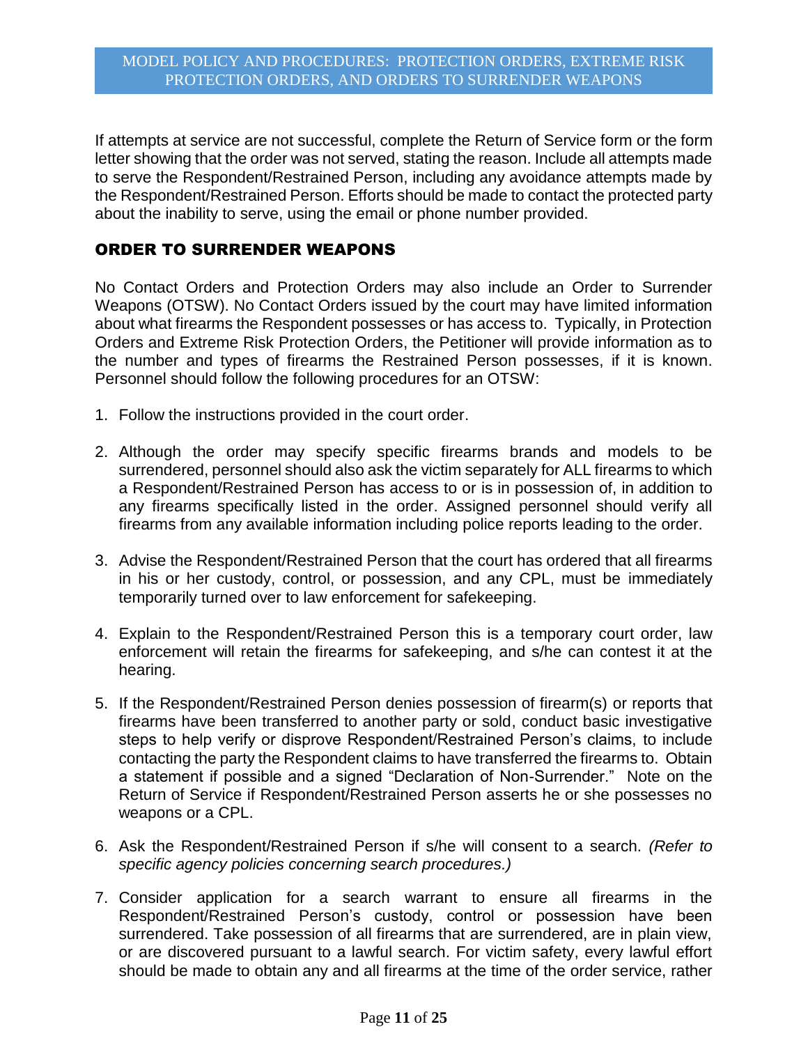If attempts at service are not successful, complete the Return of Service form or the form letter showing that the order was not served, stating the reason. Include all attempts made to serve the Respondent/Restrained Person, including any avoidance attempts made by the Respondent/Restrained Person. Efforts should be made to contact the protected party about the inability to serve, using the email or phone number provided.

## ORDER TO SURRENDER WEAPONS

No Contact Orders and Protection Orders may also include an Order to Surrender Weapons (OTSW). No Contact Orders issued by the court may have limited information about what firearms the Respondent possesses or has access to. Typically, in Protection Orders and Extreme Risk Protection Orders, the Petitioner will provide information as to the number and types of firearms the Restrained Person possesses, if it is known. Personnel should follow the following procedures for an OTSW:

1. Follow the instructions provided in the court order.

2. Although the order may specify specific firearms brands and models to be surrendered, personnel should also ask the victim separately for ALL firearms to which a Respondent/Restrained Person has access to or is in possession of, in addition to any firearms specifically listed in the order. Assigned personnel should verify all firearms from any available information including police reports leading to the order.

3. Advise the Respondent/Restrained Person that the court has ordered that all firearms in his or her custody, control, or possession, and any CPL, must be immediately temporarily turned over to law enforcement for safekeeping.

4. Explain to the Respondent/Restrained Person this is a temporary court order, law enforcement will retain the firearms for safekeeping, and s/he can contest it at the hearing.

5. If the Respondent/Restrained Person denies possession of firearm(s) or reports that firearms have been transferred to another party or sold, conduct basic investigative steps to help verify or disprove Respondent/Restrained Person's claims, to include contacting the party the Respondent claims to have transferred the firearms to. Obtain a statement if possible and a signed "Declaration of Non-Surrender." Note on the Return of Service if Respondent/Restrained Person asserts he or she possesses no weapons or a CPL.

6. Ask the Respondent/Restrained Person if s/he will consent to a search. *(Refer to specific agency policies concerning search procedures.)*

7. Consider application for a search warrant to ensure all firearms in the Respondent/Restrained Person's custody, control or possession have been surrendered. Take possession of all firearms that are surrendered, are in plain view, or are discovered pursuant to a lawful search. For victim safety, every lawful effort should be made to obtain any and all firearms at the time of the order service, rather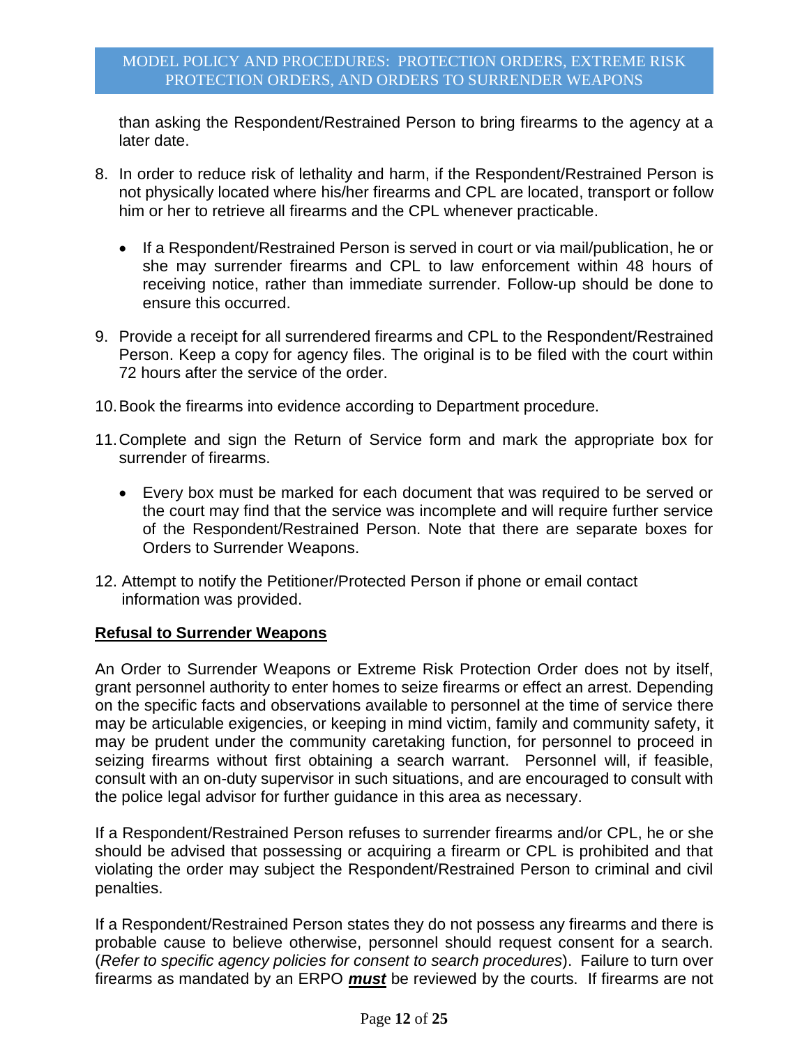than asking the Respondent/Restrained Person to bring firearms to the agency at a later date.

8. In order to reduce risk of lethality and harm, if the Respondent/Restrained Person is not physically located where his/her firearms and CPL are located, transport or follow him or her to retrieve all firearms and the CPL whenever practicable.

   - If a Respondent/Restrained Person is served in court or via mail/publication, he or she may surrender firearms and CPL to law enforcement within 48 hours of receiving notice, rather than immediate surrender. Follow-up should be done to ensure this occurred.

9. Provide a receipt for all surrendered firearms and CPL to the Respondent/Restrained Person. Keep a copy for agency files. The original is to be filed with the court within 72 hours after the service of the order.

10. Book the firearms into evidence according to Department procedure.

11. Complete and sign the Return of Service form and mark the appropriate box for surrender of firearms.

    - Every box must be marked for each document that was required to be served or the court may find that the service was incomplete and will require further service of the Respondent/Restrained Person. Note that there are separate boxes for Orders to Surrender Weapons.

12. Attempt to notify the Petitioner/Protected Person if phone or email contact information was provided.

**Refusal to Surrender Weapons**

An Order to Surrender Weapons or Extreme Risk Protection Order does not by itself, grant personnel authority to enter homes to seize firearms or effect an arrest. Depending on the specific facts and observations available to personnel at the time of service there may be articulable exigencies, or keeping in mind victim, family and community safety, it may be prudent under the community caretaking function, for personnel to proceed in seizing firearms without first obtaining a search warrant. Personnel will, if feasible, consult with an on-duty supervisor in such situations, and are encouraged to consult with the police legal advisor for further guidance in this area as necessary.

If a Respondent/Restrained Person refuses to surrender firearms and/or CPL, he or she should be advised that possessing or acquiring a firearm or CPL is prohibited and that violating the order may subject the Respondent/Restrained Person to criminal and civil penalties.

If a Respondent/Restrained Person states they do not possess any firearms and there is probable cause to believe otherwise, personnel should request consent for a search. (*Refer to specific agency policies for consent to search procedures*). Failure to turn over firearms as mandated by an ERPO ***must*** be reviewed by the courts. If firearms are not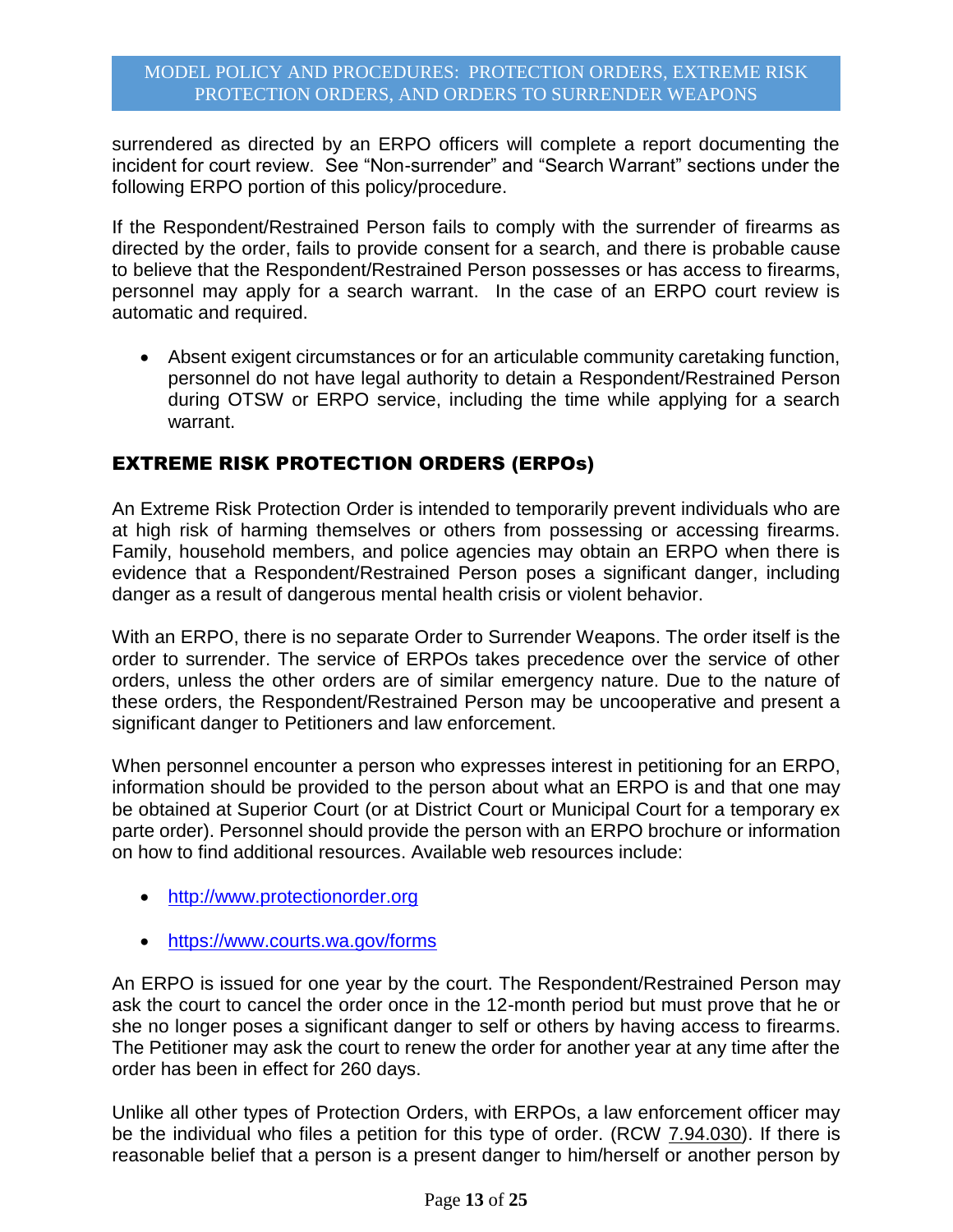surrendered as directed by an ERPO officers will complete a report documenting the incident for court review. See "Non-surrender" and "Search Warrant" sections under the following ERPO portion of this policy/procedure.

If the Respondent/Restrained Person fails to comply with the surrender of firearms as directed by the order, fails to provide consent for a search, and there is probable cause to believe that the Respondent/Restrained Person possesses or has access to firearms, personnel may apply for a search warrant. In the case of an ERPO court review is automatic and required.

- Absent exigent circumstances or for an articulable community caretaking function, personnel do not have legal authority to detain a Respondent/Restrained Person during OTSW or ERPO service, including the time while applying for a search warrant.

## EXTREME RISK PROTECTION ORDERS (ERPOs)

An Extreme Risk Protection Order is intended to temporarily prevent individuals who are at high risk of harming themselves or others from possessing or accessing firearms. Family, household members, and police agencies may obtain an ERPO when there is evidence that a Respondent/Restrained Person poses a significant danger, including danger as a result of dangerous mental health crisis or violent behavior.

With an ERPO, there is no separate Order to Surrender Weapons. The order itself is the order to surrender. The service of ERPOs takes precedence over the service of other orders, unless the other orders are of similar emergency nature. Due to the nature of these orders, the Respondent/Restrained Person may be uncooperative and present a significant danger to Petitioners and law enforcement.

When personnel encounter a person who expresses interest in petitioning for an ERPO, information should be provided to the person about what an ERPO is and that one may be obtained at Superior Court (or at District Court or Municipal Court for a temporary ex parte order). Personnel should provide the person with an ERPO brochure or information on how to find additional resources. Available web resources include:

- http://www.protectionorder.org
- https://www.courts.wa.gov/forms

An ERPO is issued for one year by the court. The Respondent/Restrained Person may ask the court to cancel the order once in the 12-month period but must prove that he or she no longer poses a significant danger to self or others by having access to firearms. The Petitioner may ask the court to renew the order for another year at any time after the order has been in effect for 260 days.

Unlike all other types of Protection Orders, with ERPOs, a law enforcement officer may be the individual who files a petition for this type of order. (RCW 7.94.030). If there is reasonable belief that a person is a present danger to him/herself or another person by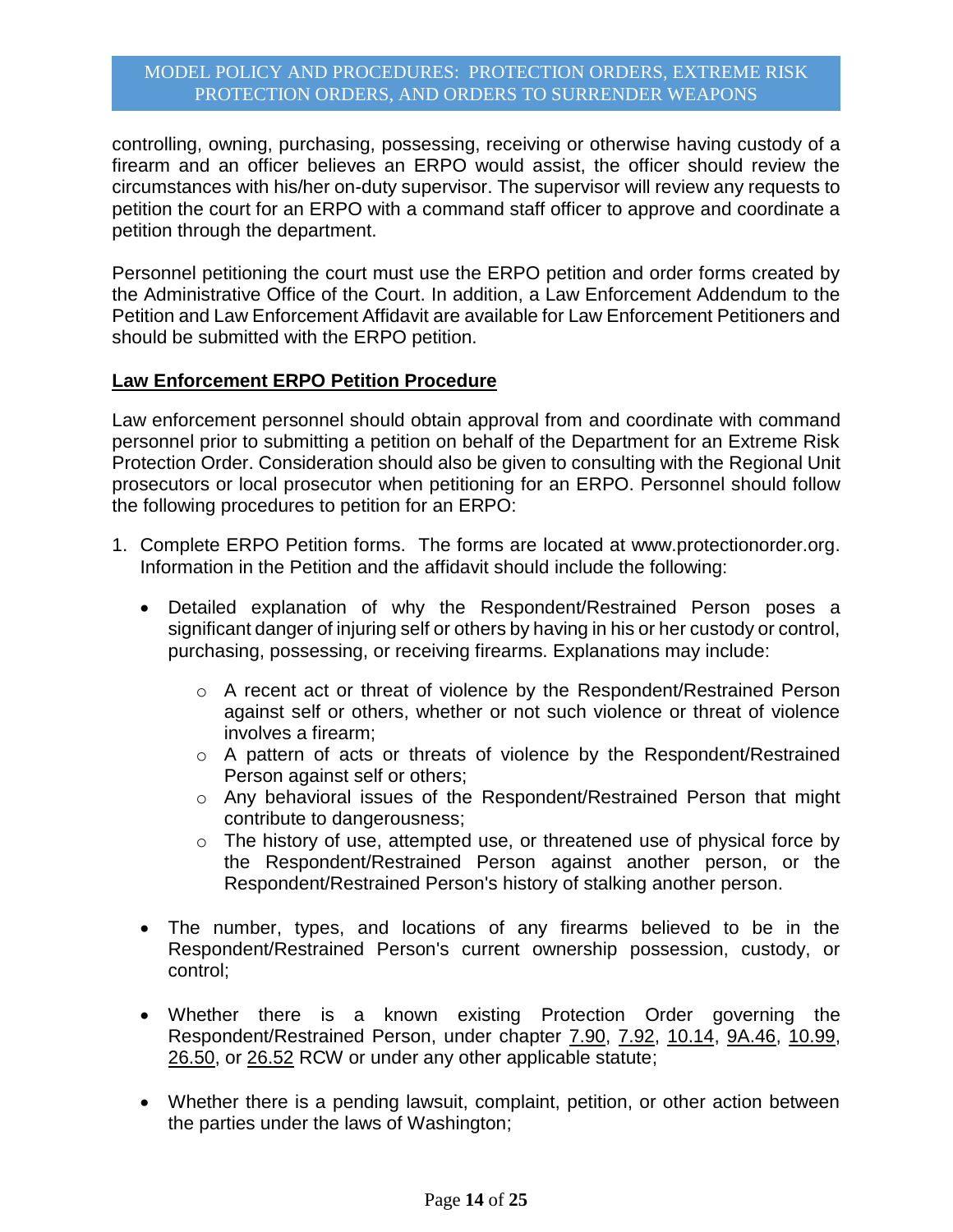controlling, owning, purchasing, possessing, receiving or otherwise having custody of a firearm and an officer believes an ERPO would assist, the officer should review the circumstances with his/her on-duty supervisor. The supervisor will review any requests to petition the court for an ERPO with a command staff officer to approve and coordinate a petition through the department.

Personnel petitioning the court must use the ERPO petition and order forms created by the Administrative Office of the Court. In addition, a Law Enforcement Addendum to the Petition and Law Enforcement Affidavit are available for Law Enforcement Petitioners and should be submitted with the ERPO petition.

## Law Enforcement ERPO Petition Procedure

Law enforcement personnel should obtain approval from and coordinate with command personnel prior to submitting a petition on behalf of the Department for an Extreme Risk Protection Order. Consideration should also be given to consulting with the Regional Unit prosecutors or local prosecutor when petitioning for an ERPO. Personnel should follow the following procedures to petition for an ERPO:

1. Complete ERPO Petition forms. The forms are located at www.protectionorder.org. Information in the Petition and the affidavit should include the following:

   - Detailed explanation of why the Respondent/Restrained Person poses a significant danger of injuring self or others by having in his or her custody or control, purchasing, possessing, or receiving firearms. Explanations may include:
     - A recent act or threat of violence by the Respondent/Restrained Person against self or others, whether or not such violence or threat of violence involves a firearm;
     - A pattern of acts or threats of violence by the Respondent/Restrained Person against self or others;
     - Any behavioral issues of the Respondent/Restrained Person that might contribute to dangerousness;
     - The history of use, attempted use, or threatened use of physical force by the Respondent/Restrained Person against another person, or the Respondent/Restrained Person's history of stalking another person.

   - The number, types, and locations of any firearms believed to be in the Respondent/Restrained Person's current ownership possession, custody, or control;

   - Whether there is a known existing Protection Order governing the Respondent/Restrained Person, under chapter 7.90, 7.92, 10.14, 9A.46, 10.99, 26.50, or 26.52 RCW or under any other applicable statute;

   - Whether there is a pending lawsuit, complaint, petition, or other action between the parties under the laws of Washington;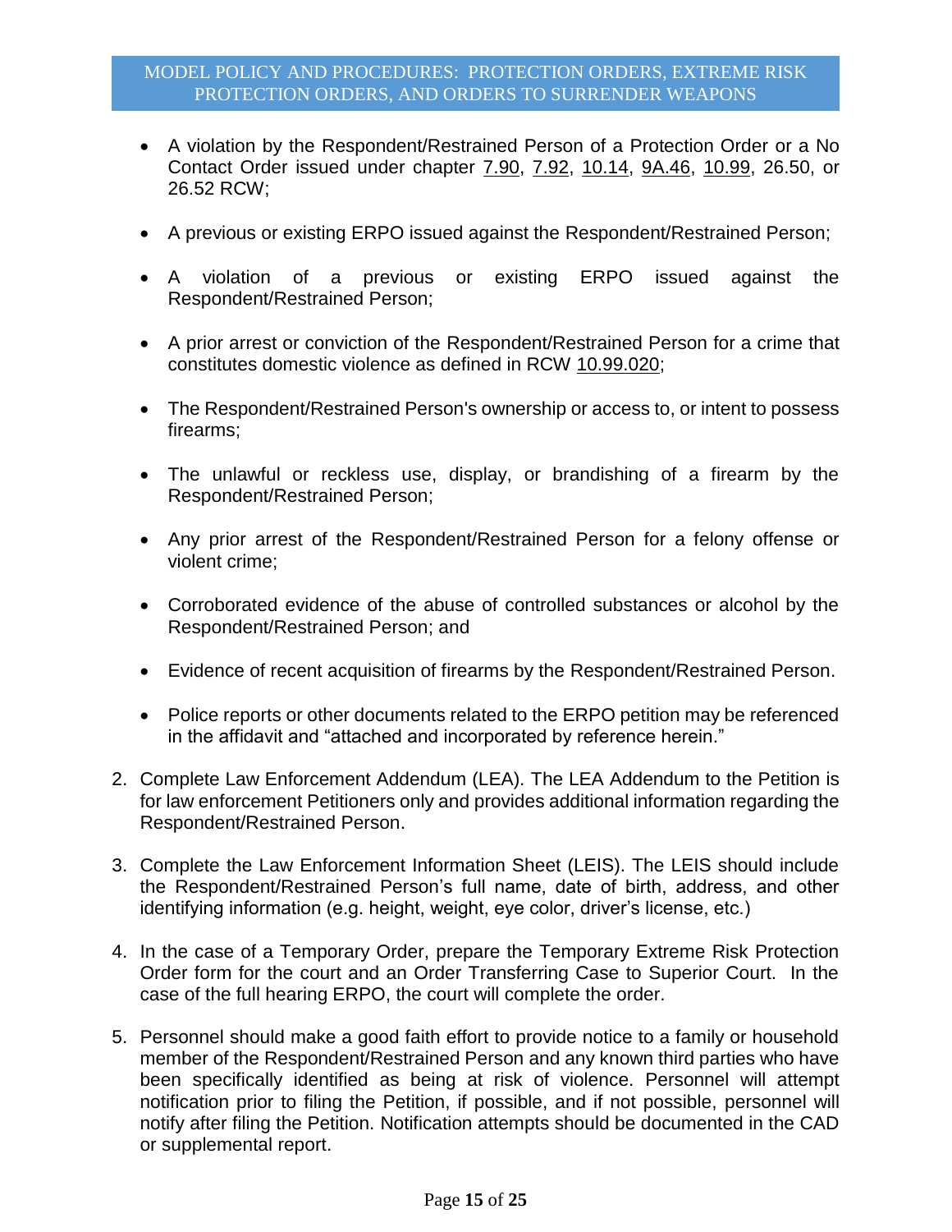- A violation by the Respondent/Restrained Person of a Protection Order or a No Contact Order issued under chapter 7.90, 7.92, 10.14, 9A.46, 10.99, 26.50, or 26.52 RCW;

- A previous or existing ERPO issued against the Respondent/Restrained Person;

- A violation of a previous or existing ERPO issued against the Respondent/Restrained Person;

- A prior arrest or conviction of the Respondent/Restrained Person for a crime that constitutes domestic violence as defined in RCW 10.99.020;

- The Respondent/Restrained Person's ownership or access to, or intent to possess firearms;

- The unlawful or reckless use, display, or brandishing of a firearm by the Respondent/Restrained Person;

- Any prior arrest of the Respondent/Restrained Person for a felony offense or violent crime;

- Corroborated evidence of the abuse of controlled substances or alcohol by the Respondent/Restrained Person; and

- Evidence of recent acquisition of firearms by the Respondent/Restrained Person.

- Police reports or other documents related to the ERPO petition may be referenced in the affidavit and "attached and incorporated by reference herein."

2. Complete Law Enforcement Addendum (LEA). The LEA Addendum to the Petition is for law enforcement Petitioners only and provides additional information regarding the Respondent/Restrained Person.

3. Complete the Law Enforcement Information Sheet (LEIS). The LEIS should include the Respondent/Restrained Person's full name, date of birth, address, and other identifying information (e.g. height, weight, eye color, driver's license, etc.)

4. In the case of a Temporary Order, prepare the Temporary Extreme Risk Protection Order form for the court and an Order Transferring Case to Superior Court. In the case of the full hearing ERPO, the court will complete the order.

5. Personnel should make a good faith effort to provide notice to a family or household member of the Respondent/Restrained Person and any known third parties who have been specifically identified as being at risk of violence. Personnel will attempt notification prior to filing the Petition, if possible, and if not possible, personnel will notify after filing the Petition. Notification attempts should be documented in the CAD or supplemental report.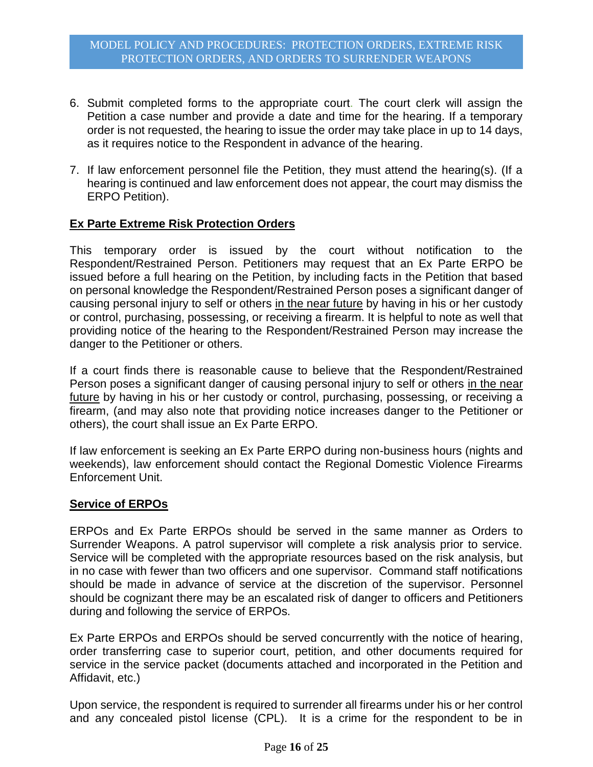6. Submit completed forms to the appropriate court. The court clerk will assign the Petition a case number and provide a date and time for the hearing. If a temporary order is not requested, the hearing to issue the order may take place in up to 14 days, as it requires notice to the Respondent in advance of the hearing.

7. If law enforcement personnel file the Petition, they must attend the hearing(s). (If a hearing is continued and law enforcement does not appear, the court may dismiss the ERPO Petition).

**Ex Parte Extreme Risk Protection Orders**

This temporary order is issued by the court without notification to the Respondent/Restrained Person. Petitioners may request that an Ex Parte ERPO be issued before a full hearing on the Petition, by including facts in the Petition that based on personal knowledge the Respondent/Restrained Person poses a significant danger of causing personal injury to self or others in the near future by having in his or her custody or control, purchasing, possessing, or receiving a firearm. It is helpful to note as well that providing notice of the hearing to the Respondent/Restrained Person may increase the danger to the Petitioner or others.

If a court finds there is reasonable cause to believe that the Respondent/Restrained Person poses a significant danger of causing personal injury to self or others in the near future by having in his or her custody or control, purchasing, possessing, or receiving a firearm, (and may also note that providing notice increases danger to the Petitioner or others), the court shall issue an Ex Parte ERPO.

If law enforcement is seeking an Ex Parte ERPO during non-business hours (nights and weekends), law enforcement should contact the Regional Domestic Violence Firearms Enforcement Unit.

**Service of ERPOs**

ERPOs and Ex Parte ERPOs should be served in the same manner as Orders to Surrender Weapons. A patrol supervisor will complete a risk analysis prior to service. Service will be completed with the appropriate resources based on the risk analysis, but in no case with fewer than two officers and one supervisor. Command staff notifications should be made in advance of service at the discretion of the supervisor. Personnel should be cognizant there may be an escalated risk of danger to officers and Petitioners during and following the service of ERPOs.

Ex Parte ERPOs and ERPOs should be served concurrently with the notice of hearing, order transferring case to superior court, petition, and other documents required for service in the service packet (documents attached and incorporated in the Petition and Affidavit, etc.)

Upon service, the respondent is required to surrender all firearms under his or her control and any concealed pistol license (CPL). It is a crime for the respondent to be in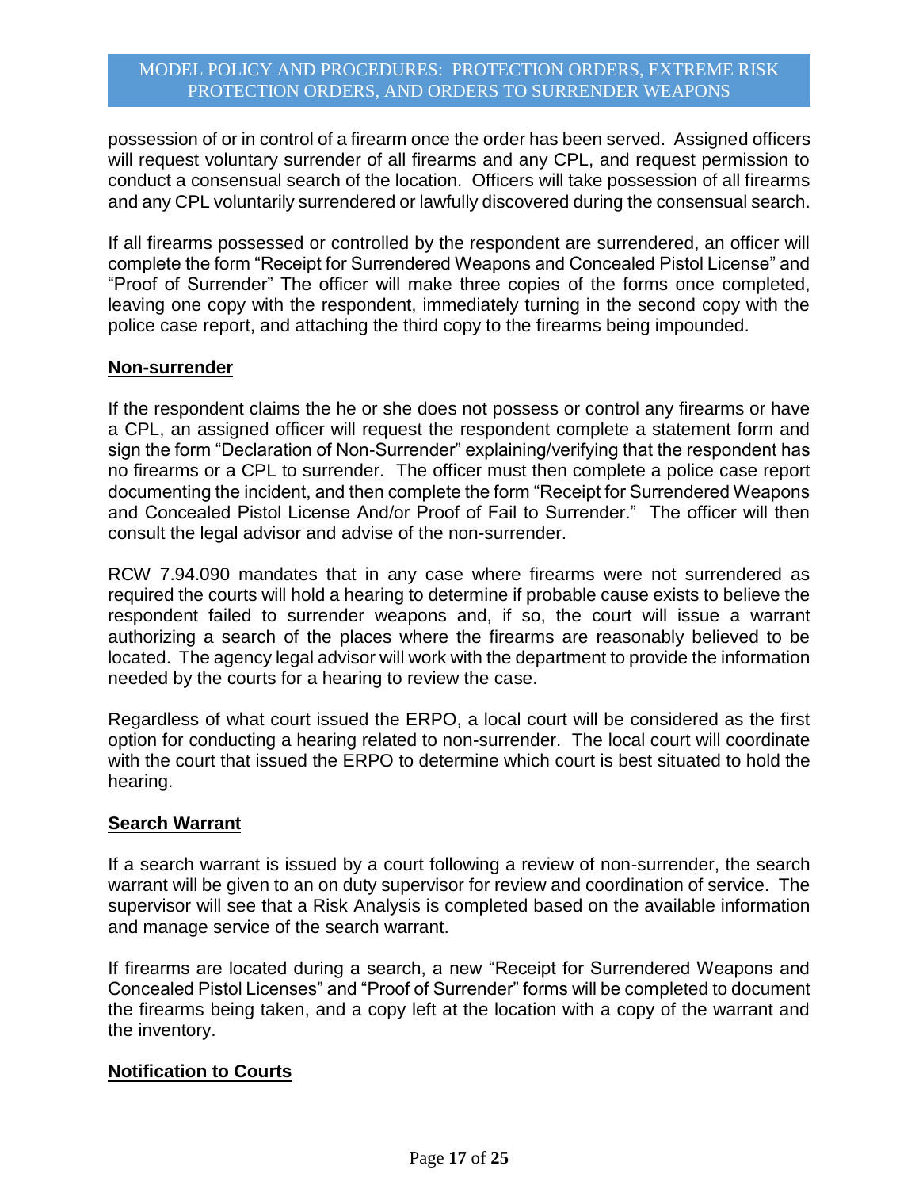possession of or in control of a firearm once the order has been served. Assigned officers will request voluntary surrender of all firearms and any CPL, and request permission to conduct a consensual search of the location. Officers will take possession of all firearms and any CPL voluntarily surrendered or lawfully discovered during the consensual search.

If all firearms possessed or controlled by the respondent are surrendered, an officer will complete the form "Receipt for Surrendered Weapons and Concealed Pistol License" and "Proof of Surrender" The officer will make three copies of the forms once completed, leaving one copy with the respondent, immediately turning in the second copy with the police case report, and attaching the third copy to the firearms being impounded.

**Non-surrender**

If the respondent claims the he or she does not possess or control any firearms or have a CPL, an assigned officer will request the respondent complete a statement form and sign the form "Declaration of Non-Surrender" explaining/verifying that the respondent has no firearms or a CPL to surrender. The officer must then complete a police case report documenting the incident, and then complete the form "Receipt for Surrendered Weapons and Concealed Pistol License And/or Proof of Fail to Surrender." The officer will then consult the legal advisor and advise of the non-surrender.

RCW 7.94.090 mandates that in any case where firearms were not surrendered as required the courts will hold a hearing to determine if probable cause exists to believe the respondent failed to surrender weapons and, if so, the court will issue a warrant authorizing a search of the places where the firearms are reasonably believed to be located. The agency legal advisor will work with the department to provide the information needed by the courts for a hearing to review the case.

Regardless of what court issued the ERPO, a local court will be considered as the first option for conducting a hearing related to non-surrender. The local court will coordinate with the court that issued the ERPO to determine which court is best situated to hold the hearing.

**Search Warrant**

If a search warrant is issued by a court following a review of non-surrender, the search warrant will be given to an on duty supervisor for review and coordination of service. The supervisor will see that a Risk Analysis is completed based on the available information and manage service of the search warrant.

If firearms are located during a search, a new "Receipt for Surrendered Weapons and Concealed Pistol Licenses" and "Proof of Surrender" forms will be completed to document the firearms being taken, and a copy left at the location with a copy of the warrant and the inventory.

**Notification to Courts**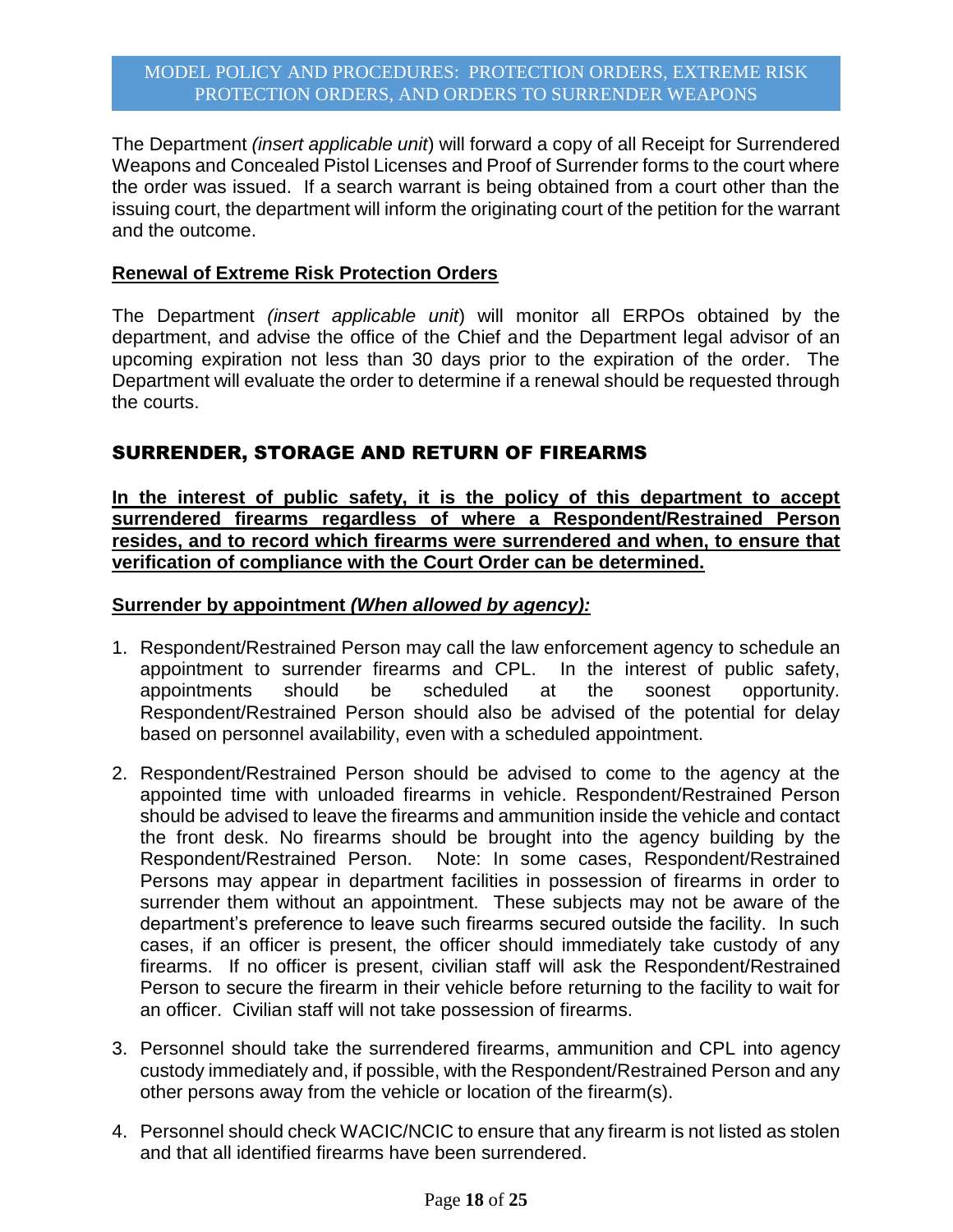The Department *(insert applicable unit*) will forward a copy of all Receipt for Surrendered Weapons and Concealed Pistol Licenses and Proof of Surrender forms to the court where the order was issued. If a search warrant is being obtained from a court other than the issuing court, the department will inform the originating court of the petition for the warrant and the outcome.

**Renewal of Extreme Risk Protection Orders**

The Department *(insert applicable unit*) will monitor all ERPOs obtained by the department, and advise the office of the Chief and the Department legal advisor of an upcoming expiration not less than 30 days prior to the expiration of the order. The Department will evaluate the order to determine if a renewal should be requested through the courts.

## SURRENDER, STORAGE AND RETURN OF FIREARMS

**In the interest of public safety, it is the policy of this department to accept surrendered firearms regardless of where a Respondent/Restrained Person resides, and to record which firearms were surrendered and when, to ensure that verification of compliance with the Court Order can be determined.**

**Surrender by appointment *(When allowed by agency):***

1. Respondent/Restrained Person may call the law enforcement agency to schedule an appointment to surrender firearms and CPL. In the interest of public safety, appointments should be scheduled at the soonest opportunity. Respondent/Restrained Person should also be advised of the potential for delay based on personnel availability, even with a scheduled appointment.

2. Respondent/Restrained Person should be advised to come to the agency at the appointed time with unloaded firearms in vehicle. Respondent/Restrained Person should be advised to leave the firearms and ammunition inside the vehicle and contact the front desk. No firearms should be brought into the agency building by the Respondent/Restrained Person. Note: In some cases, Respondent/Restrained Persons may appear in department facilities in possession of firearms in order to surrender them without an appointment. These subjects may not be aware of the department's preference to leave such firearms secured outside the facility. In such cases, if an officer is present, the officer should immediately take custody of any firearms. If no officer is present, civilian staff will ask the Respondent/Restrained Person to secure the firearm in their vehicle before returning to the facility to wait for an officer. Civilian staff will not take possession of firearms.

3. Personnel should take the surrendered firearms, ammunition and CPL into agency custody immediately and, if possible, with the Respondent/Restrained Person and any other persons away from the vehicle or location of the firearm(s).

4. Personnel should check WACIC/NCIC to ensure that any firearm is not listed as stolen and that all identified firearms have been surrendered.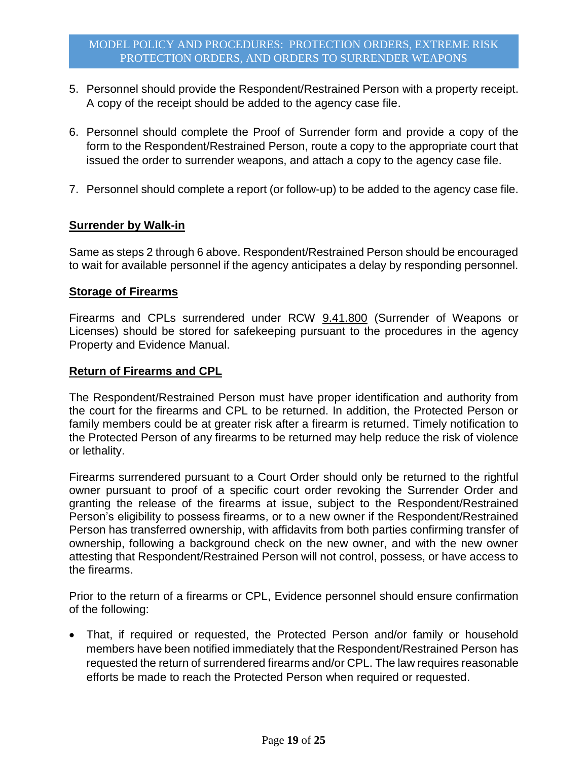5. Personnel should provide the Respondent/Restrained Person with a property receipt. A copy of the receipt should be added to the agency case file.

6. Personnel should complete the Proof of Surrender form and provide a copy of the form to the Respondent/Restrained Person, route a copy to the appropriate court that issued the order to surrender weapons, and attach a copy to the agency case file.

7. Personnel should complete a report (or follow-up) to be added to the agency case file.

**Surrender by Walk-in**

Same as steps 2 through 6 above. Respondent/Restrained Person should be encouraged to wait for available personnel if the agency anticipates a delay by responding personnel.

**Storage of Firearms**

Firearms and CPLs surrendered under RCW 9.41.800 (Surrender of Weapons or Licenses) should be stored for safekeeping pursuant to the procedures in the agency Property and Evidence Manual.

**Return of Firearms and CPL**

The Respondent/Restrained Person must have proper identification and authority from the court for the firearms and CPL to be returned. In addition, the Protected Person or family members could be at greater risk after a firearm is returned. Timely notification to the Protected Person of any firearms to be returned may help reduce the risk of violence or lethality.

Firearms surrendered pursuant to a Court Order should only be returned to the rightful owner pursuant to proof of a specific court order revoking the Surrender Order and granting the release of the firearms at issue, subject to the Respondent/Restrained Person's eligibility to possess firearms, or to a new owner if the Respondent/Restrained Person has transferred ownership, with affidavits from both parties confirming transfer of ownership, following a background check on the new owner, and with the new owner attesting that Respondent/Restrained Person will not control, possess, or have access to the firearms.

Prior to the return of a firearms or CPL, Evidence personnel should ensure confirmation of the following:

- That, if required or requested, the Protected Person and/or family or household members have been notified immediately that the Respondent/Restrained Person has requested the return of surrendered firearms and/or CPL. The law requires reasonable efforts be made to reach the Protected Person when required or requested.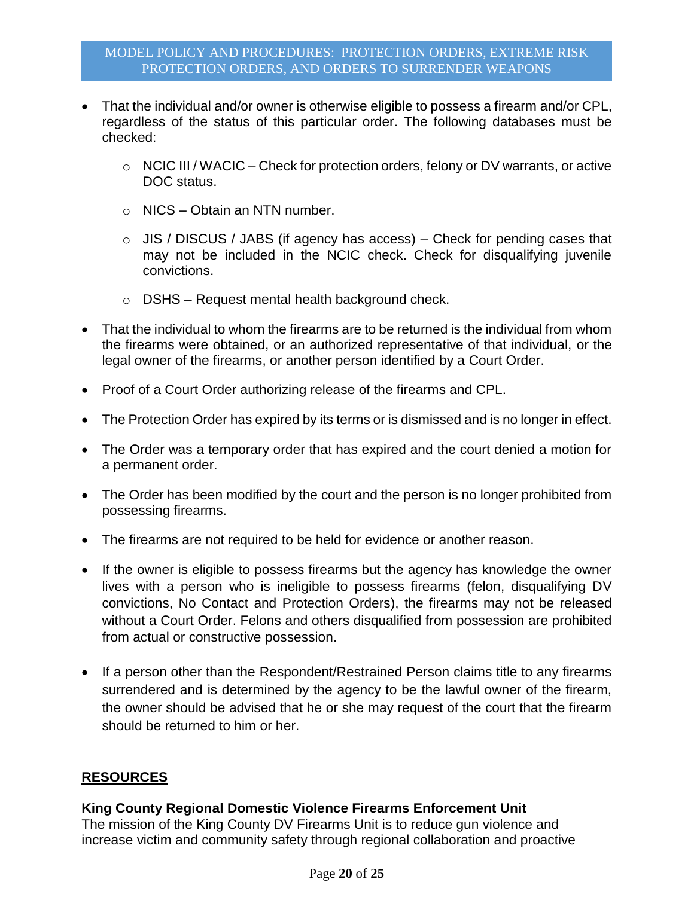- That the individual and/or owner is otherwise eligible to possess a firearm and/or CPL, regardless of the status of this particular order. The following databases must be checked:
  - NCIC III / WACIC – Check for protection orders, felony or DV warrants, or active DOC status.
  - NICS – Obtain an NTN number.
  - JIS / DISCUS / JABS (if agency has access) – Check for pending cases that may not be included in the NCIC check. Check for disqualifying juvenile convictions.
  - DSHS – Request mental health background check.
- That the individual to whom the firearms are to be returned is the individual from whom the firearms were obtained, or an authorized representative of that individual, or the legal owner of the firearms, or another person identified by a Court Order.
- Proof of a Court Order authorizing release of the firearms and CPL.
- The Protection Order has expired by its terms or is dismissed and is no longer in effect.
- The Order was a temporary order that has expired and the court denied a motion for a permanent order.
- The Order has been modified by the court and the person is no longer prohibited from possessing firearms.
- The firearms are not required to be held for evidence or another reason.
- If the owner is eligible to possess firearms but the agency has knowledge the owner lives with a person who is ineligible to possess firearms (felon, disqualifying DV convictions, No Contact and Protection Orders), the firearms may not be released without a Court Order. Felons and others disqualified from possession are prohibited from actual or constructive possession.
- If a person other than the Respondent/Restrained Person claims title to any firearms surrendered and is determined by the agency to be the lawful owner of the firearm, the owner should be advised that he or she may request of the court that the firearm should be returned to him or her.

## RESOURCES

**King County Regional Domestic Violence Firearms Enforcement Unit**
The mission of the King County DV Firearms Unit is to reduce gun violence and increase victim and community safety through regional collaboration and proactive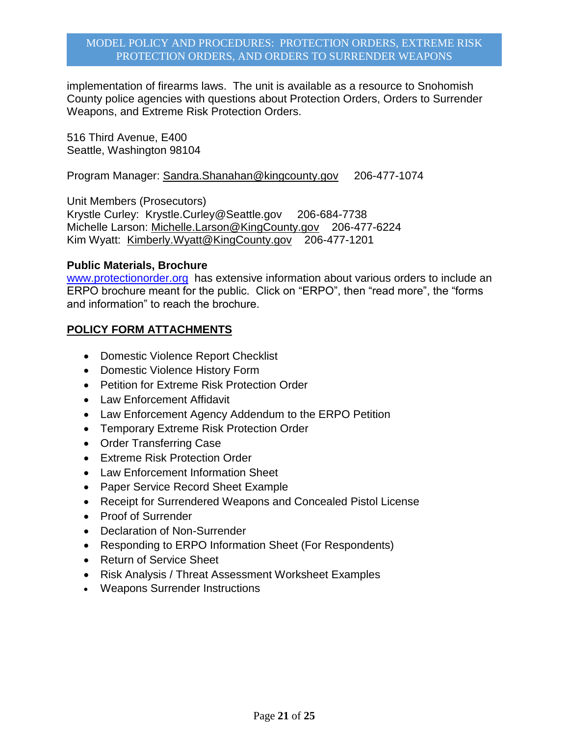implementation of firearms laws. The unit is available as a resource to Snohomish County police agencies with questions about Protection Orders, Orders to Surrender Weapons, and Extreme Risk Protection Orders.

516 Third Avenue, E400
Seattle, Washington 98104

Program Manager: Sandra.Shanahan@kingcounty.gov 206-477-1074

Unit Members (Prosecutors)
Krystle Curley: Krystle.Curley@Seattle.gov 206-684-7738
Michelle Larson: Michelle.Larson@KingCounty.gov 206-477-6224
Kim Wyatt: Kimberly.Wyatt@KingCounty.gov 206-477-1201

**Public Materials, Brochure**
www.protectionorder.org has extensive information about various orders to include an ERPO brochure meant for the public. Click on "ERPO", then "read more", the "forms and information" to reach the brochure.

## POLICY FORM ATTACHMENTS

- Domestic Violence Report Checklist
- Domestic Violence History Form
- Petition for Extreme Risk Protection Order
- Law Enforcement Affidavit
- Law Enforcement Agency Addendum to the ERPO Petition
- Temporary Extreme Risk Protection Order
- Order Transferring Case
- Extreme Risk Protection Order
- Law Enforcement Information Sheet
- Paper Service Record Sheet Example
- Receipt for Surrendered Weapons and Concealed Pistol License
- Proof of Surrender
- Declaration of Non-Surrender
- Responding to ERPO Information Sheet (For Respondents)
- Return of Service Sheet
- Risk Analysis / Threat Assessment Worksheet Examples
- Weapons Surrender Instructions